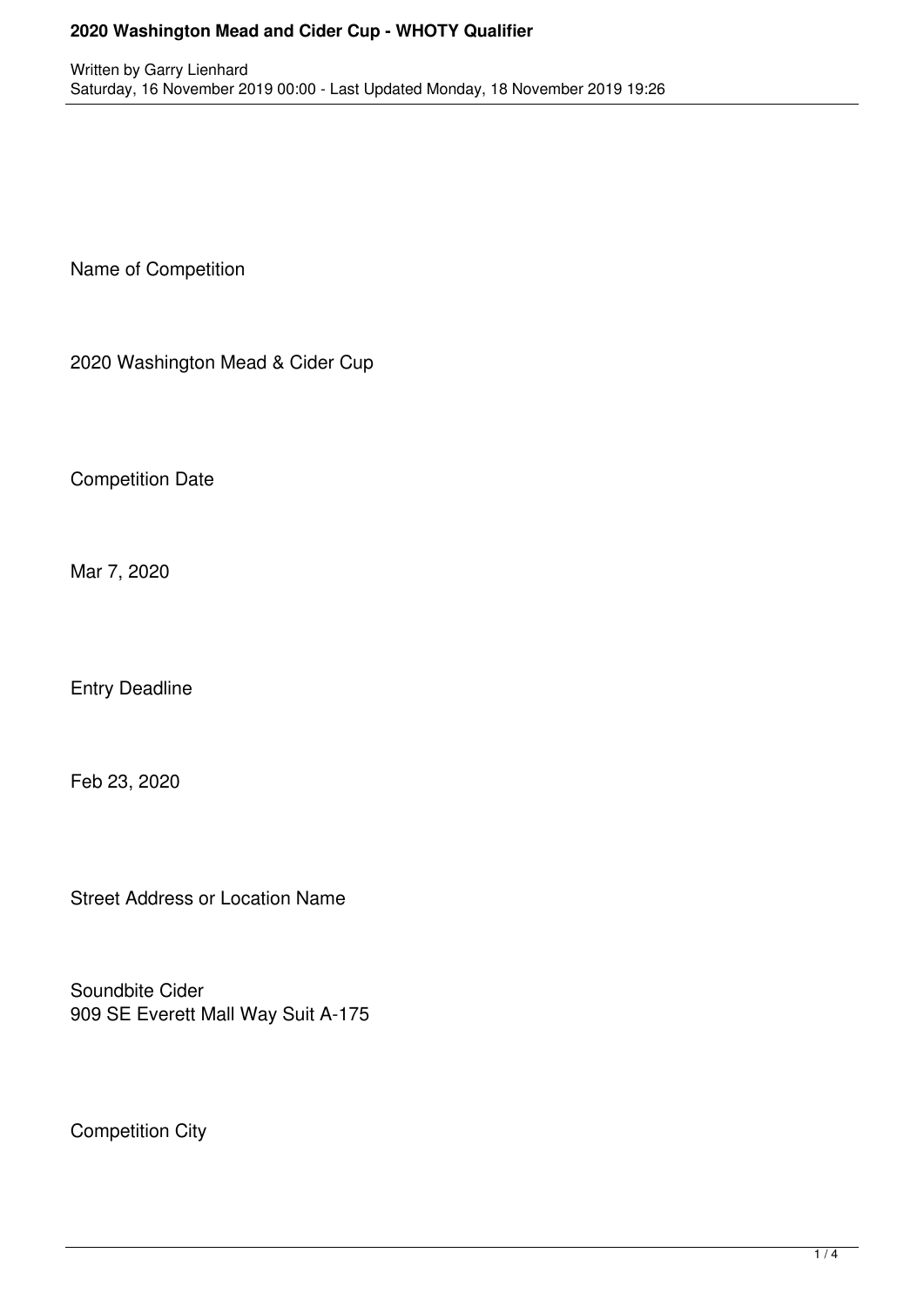Name of Competition

2020 Washington Mead & Cider Cup

Competition Date

Mar 7, 2020

Entry Deadline

Feb 23, 2020

Street Address or Location Name

Soundbite Cider
909 SE Everett Mall Way Suit A-175

Competition City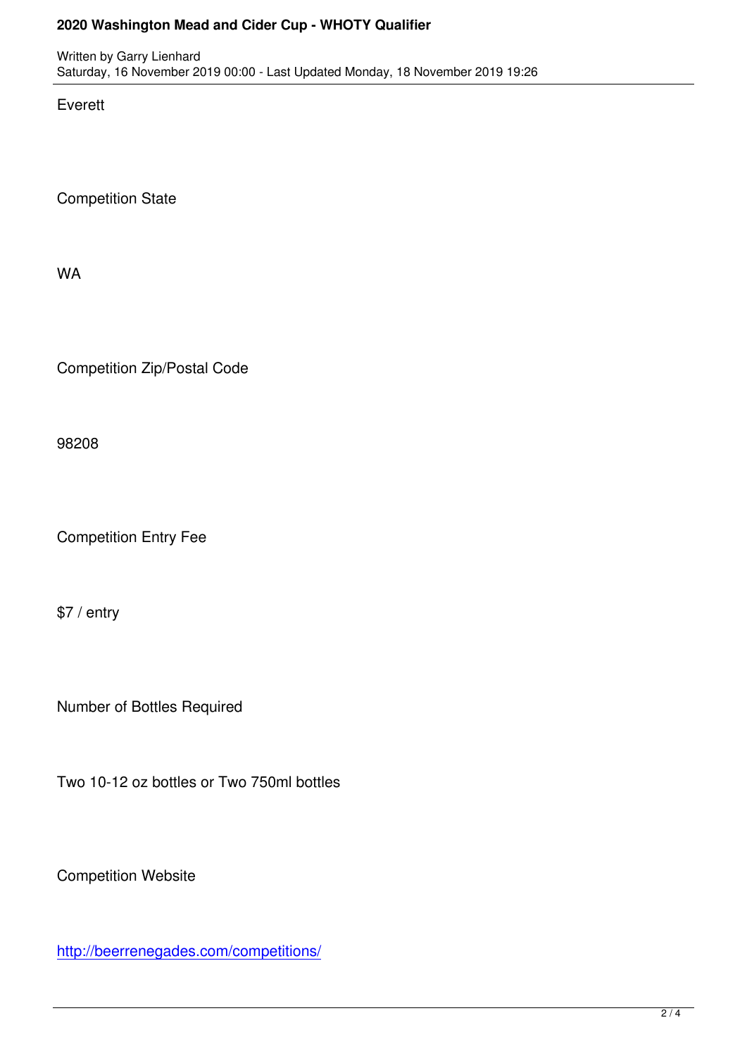Everett

Competition State

WA

Competition Zip/Postal Code

98208

Competition Entry Fee

$7 / entry

Number of Bottles Required

Two 10-12 oz bottles or Two 750ml bottles

Competition Website

[http://beerrenegades.com/competitions/](http://beerrenegades.com/competitions/)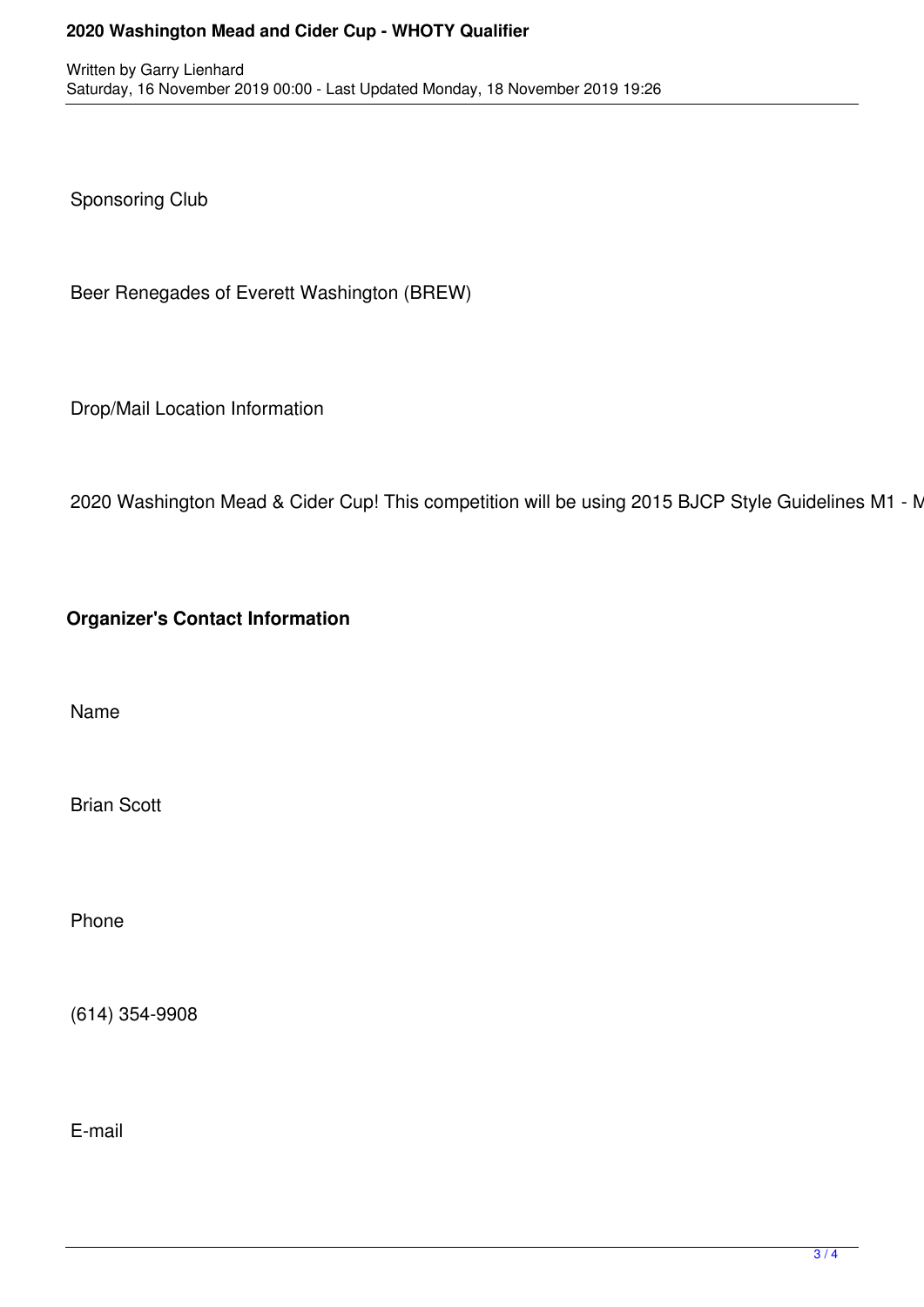Sponsoring Club

Beer Renegades of Everett Washington (BREW)

Drop/Mail Location Information

2020 Washington Mead & Cider Cup! This competition will be using 2015 BJCP Style Guidelines M1 - M

**Organizer's Contact Information**

Name

Brian Scott

Phone

(614) 354-9908

E-mail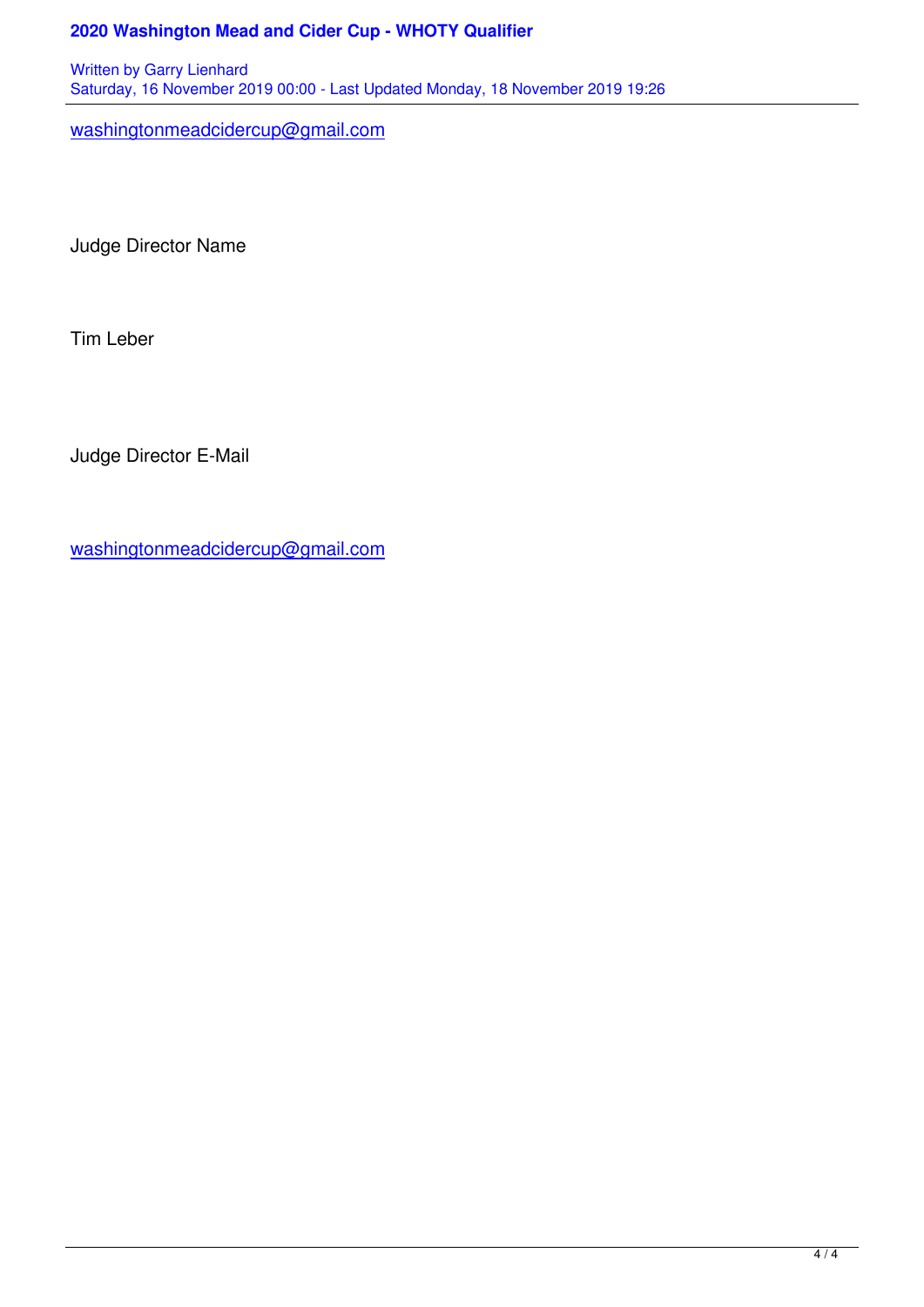washingtonmeadcidercup@gmail.com

Judge Director Name

Tim Leber

Judge Director E-Mail

washingtonmeadcidercup@gmail.com